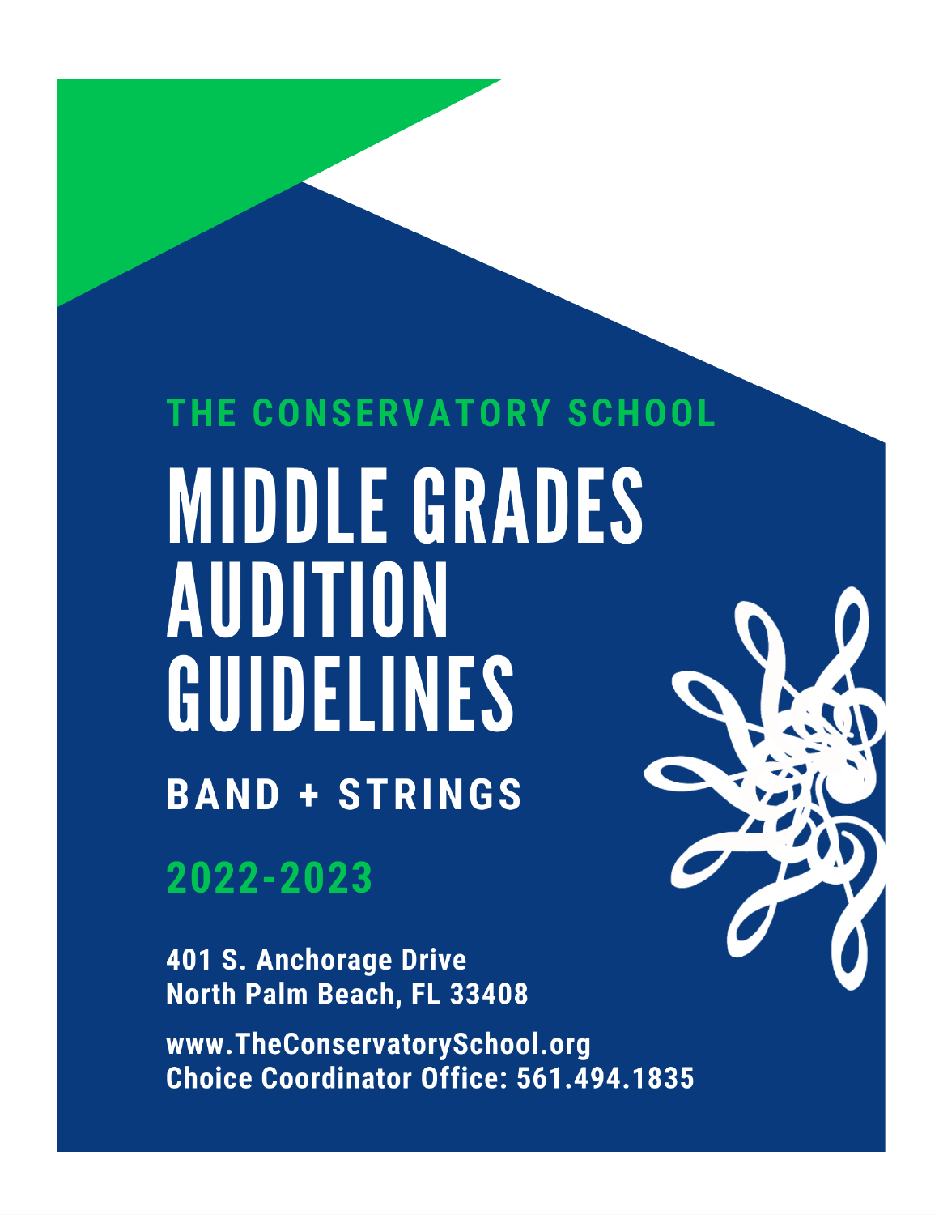THE CONSERVATORY SCHOOL

# MIDDLE GRADES AUDITION GUIDELINES

## BAND + STRINGS

## 2022-2023

**401 S. Anchorage Drive**
**North Palm Beach, FL 33408**

**www.TheConservatorySchool.org**
**Choice Coordinator Office: 561.494.1835**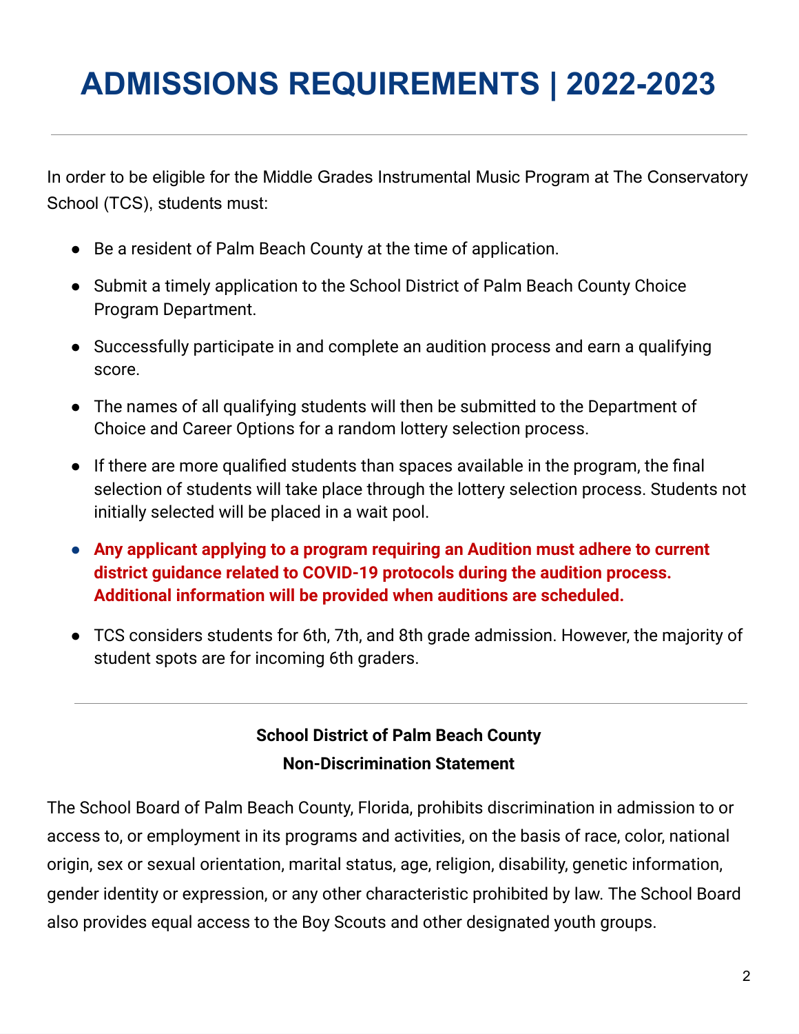# ADMISSIONS REQUIREMENTS | 2022-2023

In order to be eligible for the Middle Grades Instrumental Music Program at The Conservatory School (TCS), students must:

- Be a resident of Palm Beach County at the time of application.
- Submit a timely application to the School District of Palm Beach County Choice Program Department.
- Successfully participate in and complete an audition process and earn a qualifying score.
- The names of all qualifying students will then be submitted to the Department of Choice and Career Options for a random lottery selection process.
- If there are more qualified students than spaces available in the program, the final selection of students will take place through the lottery selection process. Students not initially selected will be placed in a wait pool.
- **Any applicant applying to a program requiring an Audition must adhere to current district guidance related to COVID-19 protocols during the audition process. Additional information will be provided when auditions are scheduled.**
- TCS considers students for 6th, 7th, and 8th grade admission. However, the majority of student spots are for incoming 6th graders.

---

**School District of Palm Beach County**
**Non-Discrimination Statement**

The School Board of Palm Beach County, Florida, prohibits discrimination in admission to or access to, or employment in its programs and activities, on the basis of race, color, national origin, sex or sexual orientation, marital status, age, religion, disability, genetic information, gender identity or expression, or any other characteristic prohibited by law. The School Board also provides equal access to the Boy Scouts and other designated youth groups.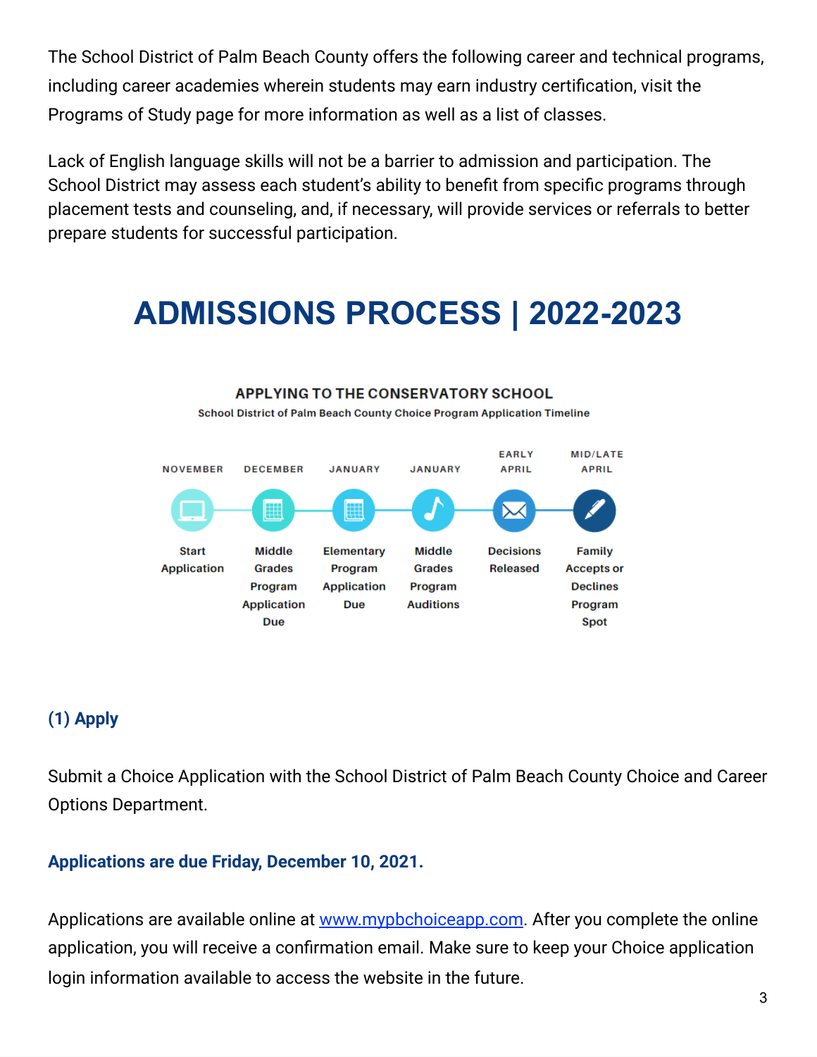The School District of Palm Beach County offers the following career and technical programs, including career academies wherein students may earn industry certification, visit the Programs of Study page for more information as well as a list of classes.

Lack of English language skills will not be a barrier to admission and participation. The School District may assess each student's ability to benefit from specific programs through placement tests and counseling, and, if necessary, will provide services or referrals to better prepare students for successful participation.

# ADMISSIONS PROCESS | 2022-2023

**APPLYING TO THE CONSERVATORY SCHOOL**

School District of Palm Beach County Choice Program Application Timeline

| NOVEMBER | DECEMBER | JANUARY | JANUARY | EARLY APRIL | MID/LATE APRIL |
|---|---|---|---|---|---|
| Start Application | Middle Grades Program Application Due | Elementary Program Application Due | Middle Grades Program Auditions | Decisions Released | Family Accepts or Declines Program Spot |

### (1) Apply

Submit a Choice Application with the School District of Palm Beach County Choice and Career Options Department.

**Applications are due Friday, December 10, 2021.**

Applications are available online at www.mypbchoiceapp.com. After you complete the online application, you will receive a confirmation email. Make sure to keep your Choice application login information available to access the website in the future.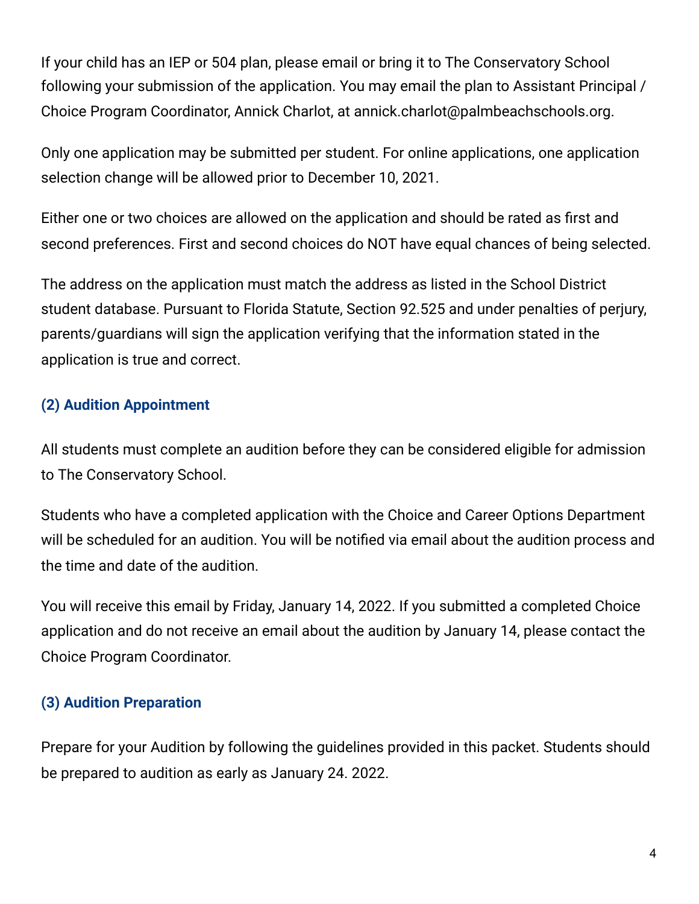If your child has an IEP or 504 plan, please email or bring it to The Conservatory School following your submission of the application. You may email the plan to Assistant Principal / Choice Program Coordinator, Annick Charlot, at annick.charlot@palmbeachschools.org.

Only one application may be submitted per student. For online applications, one application selection change will be allowed prior to December 10, 2021.

Either one or two choices are allowed on the application and should be rated as first and second preferences. First and second choices do NOT have equal chances of being selected.

The address on the application must match the address as listed in the School District student database. Pursuant to Florida Statute, Section 92.525 and under penalties of perjury, parents/guardians will sign the application verifying that the information stated in the application is true and correct.

### (2) Audition Appointment

All students must complete an audition before they can be considered eligible for admission to The Conservatory School.

Students who have a completed application with the Choice and Career Options Department will be scheduled for an audition. You will be notified via email about the audition process and the time and date of the audition.

You will receive this email by Friday, January 14, 2022. If you submitted a completed Choice application and do not receive an email about the audition by January 14, please contact the Choice Program Coordinator.

### (3) Audition Preparation

Prepare for your Audition by following the guidelines provided in this packet. Students should be prepared to audition as early as January 24. 2022.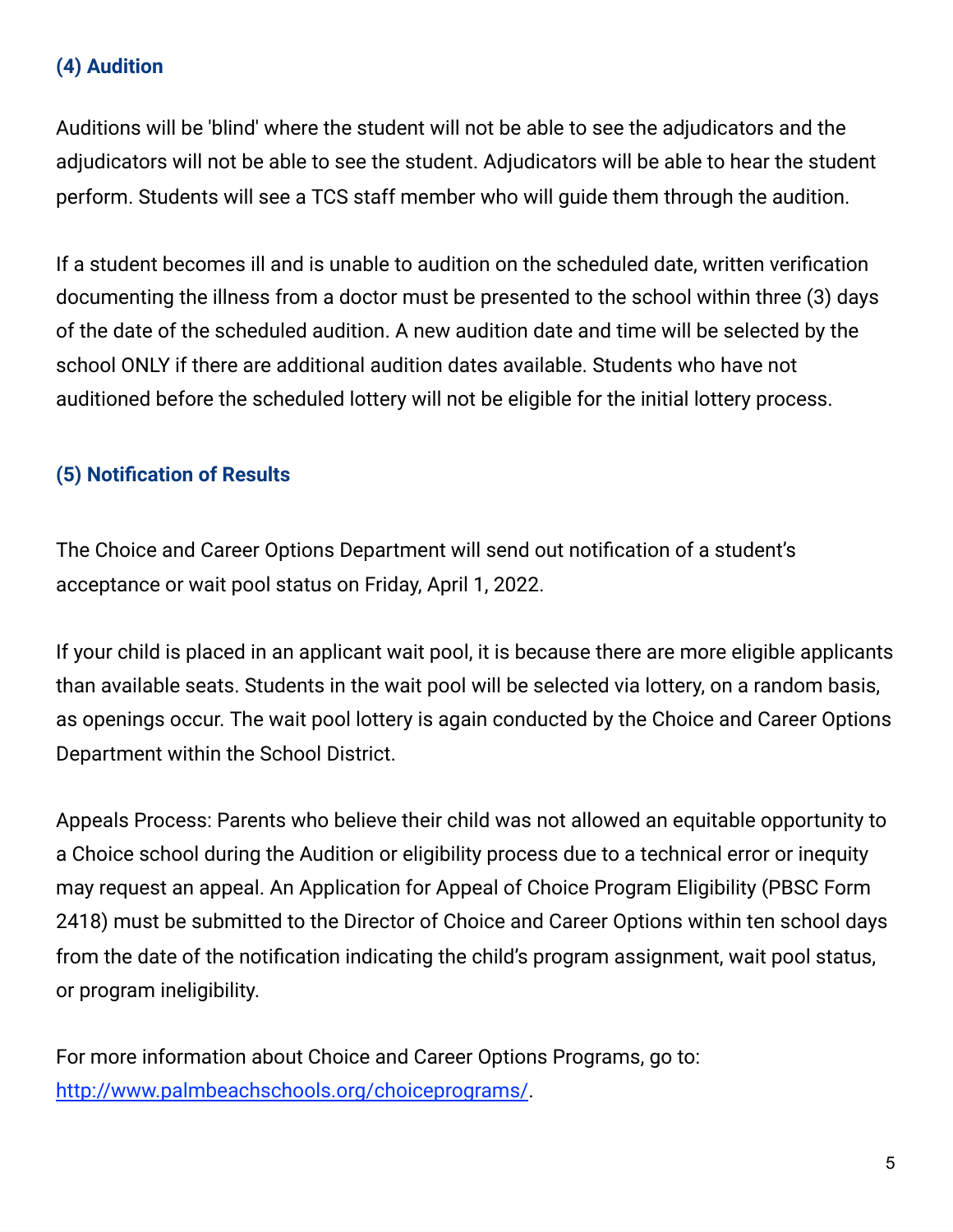### (4) Audition

Auditions will be 'blind' where the student will not be able to see the adjudicators and the adjudicators will not be able to see the student. Adjudicators will be able to hear the student perform. Students will see a TCS staff member who will guide them through the audition.

If a student becomes ill and is unable to audition on the scheduled date, written verification documenting the illness from a doctor must be presented to the school within three (3) days of the date of the scheduled audition. A new audition date and time will be selected by the school ONLY if there are additional audition dates available. Students who have not auditioned before the scheduled lottery will not be eligible for the initial lottery process.

### (5) Notification of Results

The Choice and Career Options Department will send out notification of a student's acceptance or wait pool status on Friday, April 1, 2022.

If your child is placed in an applicant wait pool, it is because there are more eligible applicants than available seats. Students in the wait pool will be selected via lottery, on a random basis, as openings occur. The wait pool lottery is again conducted by the Choice and Career Options Department within the School District.

Appeals Process: Parents who believe their child was not allowed an equitable opportunity to a Choice school during the Audition or eligibility process due to a technical error or inequity may request an appeal. An Application for Appeal of Choice Program Eligibility (PBSC Form 2418) must be submitted to the Director of Choice and Career Options within ten school days from the date of the notification indicating the child's program assignment, wait pool status, or program ineligibility.

For more information about Choice and Career Options Programs, go to: [http://www.palmbeachschools.org/choiceprograms/](http://www.palmbeachschools.org/choiceprograms/).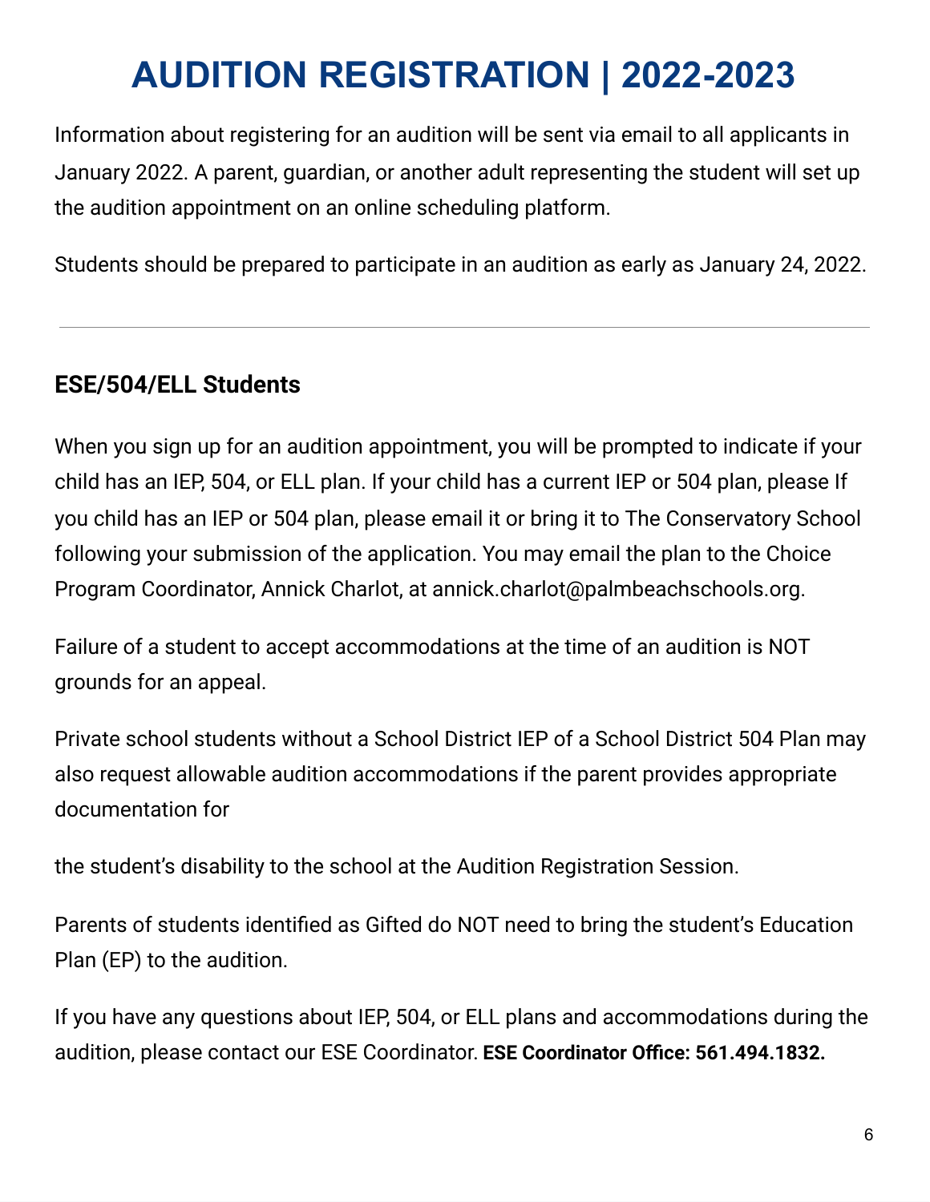# AUDITION REGISTRATION | 2022-2023

Information about registering for an audition will be sent via email to all applicants in January 2022. A parent, guardian, or another adult representing the student will set up the audition appointment on an online scheduling platform.

Students should be prepared to participate in an audition as early as January 24, 2022.

---

### ESE/504/ELL Students

When you sign up for an audition appointment, you will be prompted to indicate if your child has an IEP, 504, or ELL plan. If your child has a current IEP or 504 plan, please If you child has an IEP or 504 plan, please email it or bring it to The Conservatory School following your submission of the application. You may email the plan to the Choice Program Coordinator, Annick Charlot, at annick.charlot@palmbeachschools.org.

Failure of a student to accept accommodations at the time of an audition is NOT grounds for an appeal.

Private school students without a School District IEP of a School District 504 Plan may also request allowable audition accommodations if the parent provides appropriate documentation for

the student's disability to the school at the Audition Registration Session.

Parents of students identified as Gifted do NOT need to bring the student's Education Plan (EP) to the audition.

If you have any questions about IEP, 504, or ELL plans and accommodations during the audition, please contact our ESE Coordinator. **ESE Coordinator Office: 561.494.1832.**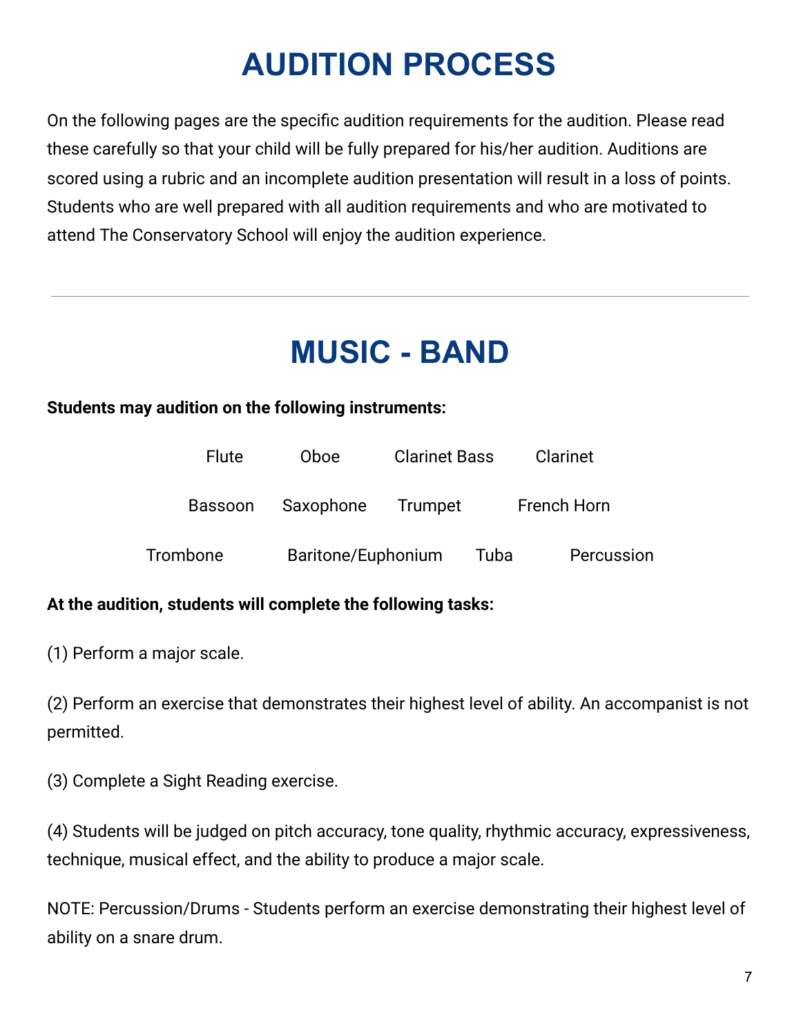# AUDITION PROCESS

On the following pages are the specific audition requirements for the audition. Please read these carefully so that your child will be fully prepared for his/her audition. Auditions are scored using a rubric and an incomplete audition presentation will result in a loss of points. Students who are well prepared with all audition requirements and who are motivated to attend The Conservatory School will enjoy the audition experience.

---

# MUSIC - BAND

**Students may audition on the following instruments:**

Flute  Oboe  Clarinet Bass  Clarinet

Bassoon  Saxophone  Trumpet  French Horn

Trombone  Baritone/Euphonium  Tuba  Percussion

**At the audition, students will complete the following tasks:**

(1) Perform a major scale.

(2) Perform an exercise that demonstrates their highest level of ability. An accompanist is not permitted.

(3) Complete a Sight Reading exercise.

(4) Students will be judged on pitch accuracy, tone quality, rhythmic accuracy, expressiveness, technique, musical effect, and the ability to produce a major scale.

NOTE: Percussion/Drums - Students perform an exercise demonstrating their highest level of ability on a snare drum.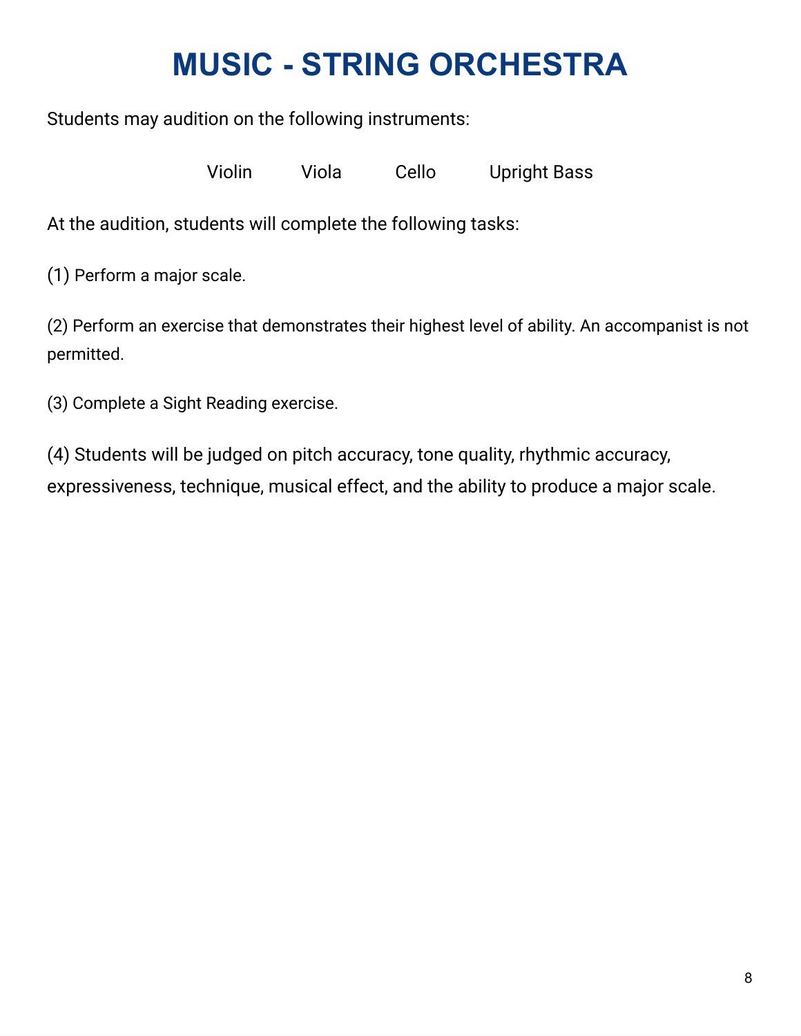# MUSIC - STRING ORCHESTRA

Students may audition on the following instruments:

Violin Viola Cello Upright Bass

At the audition, students will complete the following tasks:

(1) Perform a major scale.

(2) Perform an exercise that demonstrates their highest level of ability. An accompanist is not permitted.

(3) Complete a Sight Reading exercise.

(4) Students will be judged on pitch accuracy, tone quality, rhythmic accuracy, expressiveness, technique, musical effect, and the ability to produce a major scale.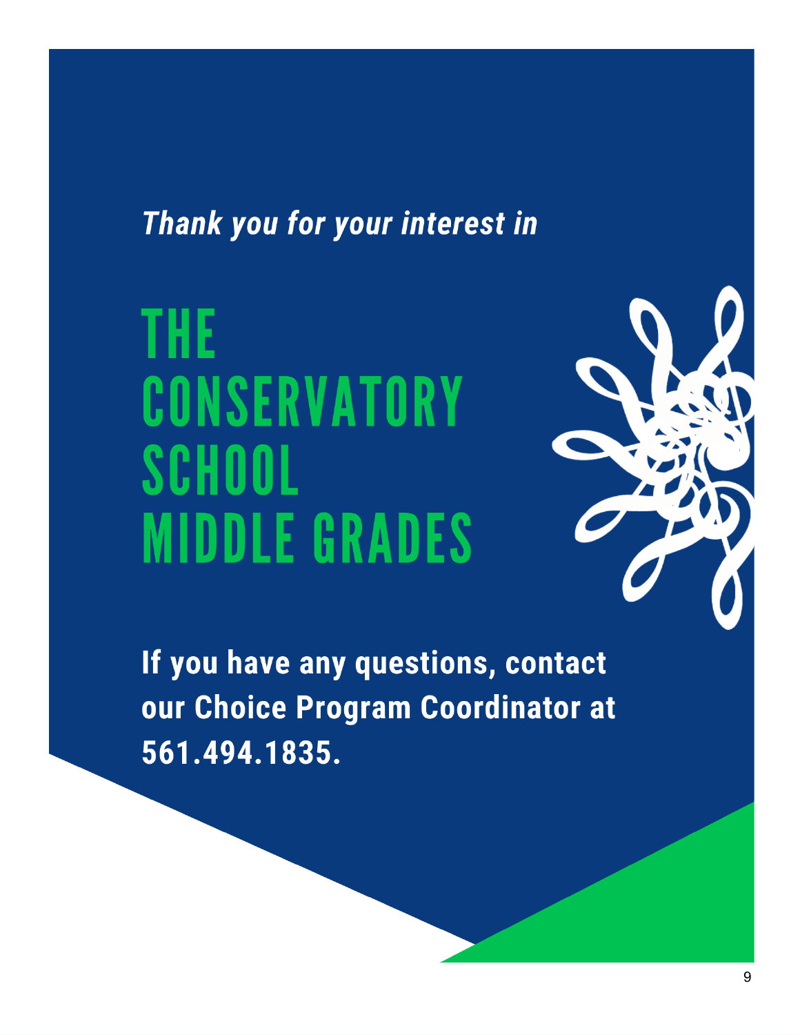*Thank you for your interest in*

# THE CONSERVATORY SCHOOL MIDDLE GRADES

**If you have any questions, contact our Choice Program Coordinator at 561.494.1835.**